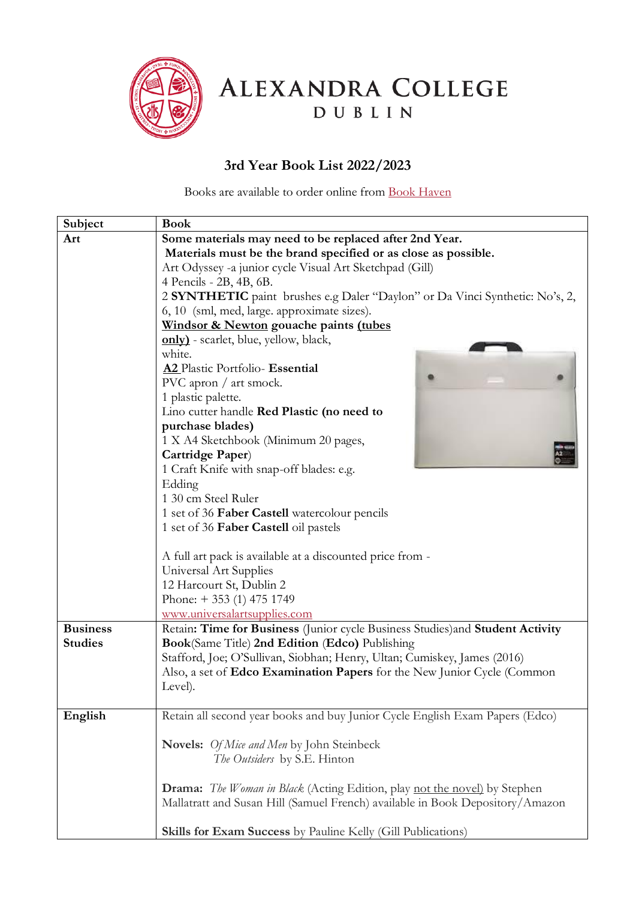# ALEXANDRA COLLEGE
DUBLIN

## 3rd Year Book List 2022/2023

Books are available to order online from Book Haven

| Subject | Book |
|---|---|
| **Art** | **Some materials may need to be replaced after 2nd Year.**<br>**Materials must be the brand specified or as close as possible.**<br>Art Odyssey -a junior cycle Visual Art Sketchpad (Gill)<br>4 Pencils - 2B, 4B, 6B.<br>2 **SYNTHETIC** paint brushes e.g Daler "Daylon" or Da Vinci Synthetic: No's, 2, 6, 10 (sml, med, large. approximate sizes).<br>**Windsor & Newton** gouache paints **(tubes only)** - scarlet, blue, yellow, black, white.<br>**A2** Plastic Portfolio- **Essential**<br>PVC apron / art smock.<br>1 plastic palette.<br>Lino cutter handle **Red Plastic (no need to purchase blades)**<br>1 X A4 Sketchbook (Minimum 20 pages, **Cartridge Paper**)<br>1 Craft Knife with snap-off blades: e.g. Edding<br>1 30 cm Steel Ruler<br>1 set of 36 **Faber Castell** watercolour pencils<br>1 set of 36 **Faber Castell** oil pastels<br><br>A full art pack is available at a discounted price from -<br>Universal Art Supplies<br>12 Harcourt St, Dublin 2<br>Phone: + 353 (1) 475 1749<br>www.universalartsupplies.com |
| **Business Studies** | Retain**: Time for Business** (Junior cycle Business Studies)and **Student Activity Book**(Same Title) **2nd Edition** (**Edco)** Publishing<br>Stafford, Joe; O'Sullivan, Siobhan; Henry, Ultan; Cumiskey, James (2016)<br>Also, a set of **Edco Examination Papers** for the New Junior Cycle (Common Level). |
| **English** | Retain all second year books and buy Junior Cycle English Exam Papers (Edco)<br><br>**Novels:** *Of Mice and Men* by John Steinbeck<br>*The Outsiders* by S.E. Hinton<br><br>**Drama:** *The Woman in Black* (Acting Edition, play not the novel) by Stephen Mallatratt and Susan Hill (Samuel French) available in Book Depository/Amazon<br><br>**Skills for Exam Success** by Pauline Kelly (Gill Publications) |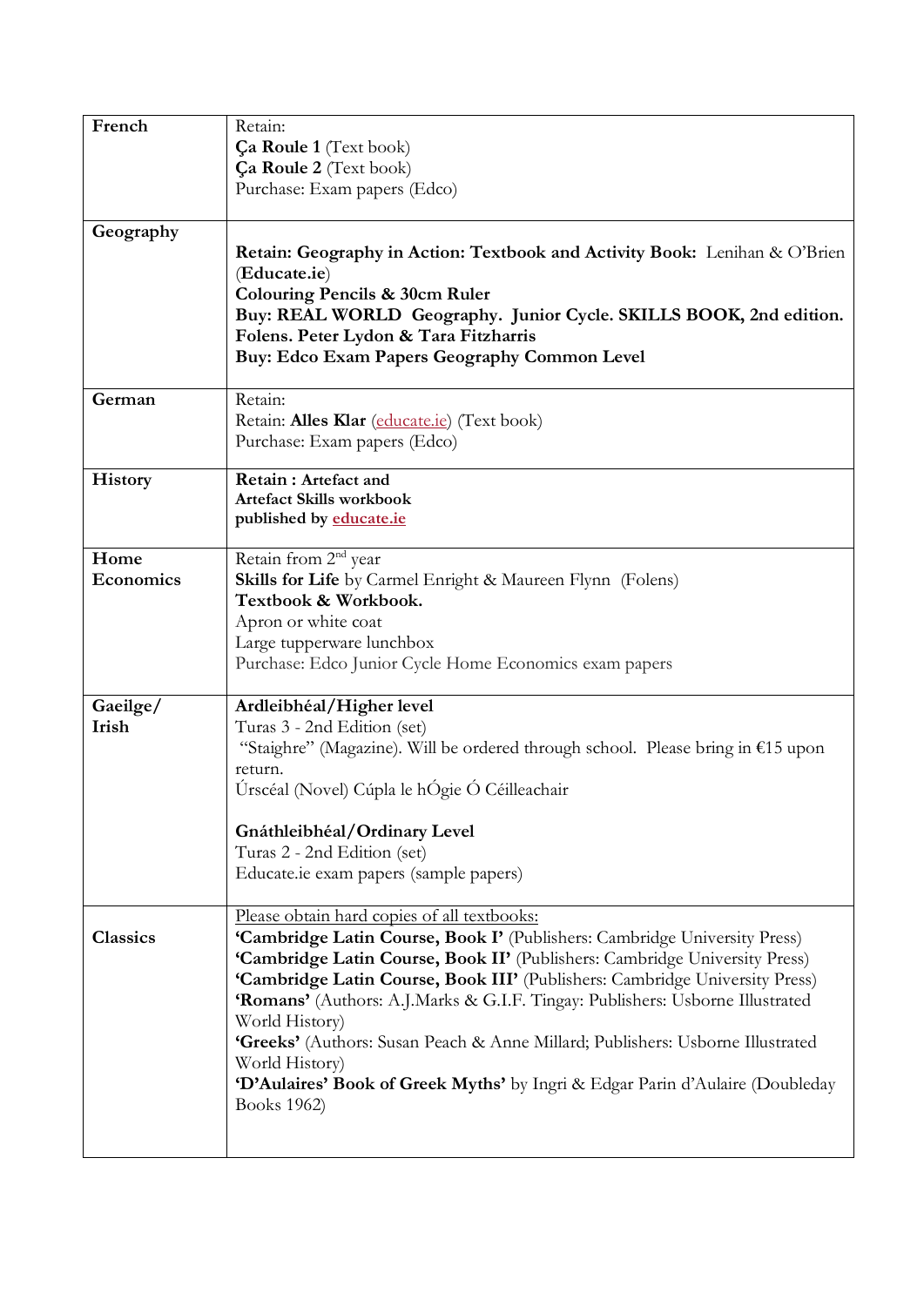| | |
|---|---|
| **French** | Retain:<br>**Ça Roule 1** (Text book)<br>**Ça Roule 2** (Text book)<br>Purchase: Exam papers (Edco) |
| **Geography** | **Retain: Geography in Action: Textbook and Activity Book:** Lenihan & O'Brien (**Educate.ie**)<br>**Colouring Pencils & 30cm Ruler**<br>**Buy: REAL WORLD Geography. Junior Cycle. SKILLS BOOK, 2nd edition. Folens. Peter Lydon & Tara Fitzharris**<br>**Buy: Edco Exam Papers Geography Common Level** |
| **German** | Retain:<br>Retain: **Alles Klar** (educate.ie) (Text book)<br>Purchase: Exam papers (Edco) |
| **History** | **Retain : Artefact and**<br>**Artefact Skills workbook**<br>**published by educate.ie** |
| **Home Economics** | Retain from 2nd year<br>**Skills for Life** by Carmel Enright & Maureen Flynn (Folens)<br>**Textbook & Workbook.**<br>Apron or white coat<br>Large tupperware lunchbox<br>Purchase: Edco Junior Cycle Home Economics exam papers |
| **Gaeilge/ Irish** | **Ardleibhéal/Higher level**<br>Turas 3 - 2nd Edition (set)<br>"Staighre" (Magazine). Will be ordered through school. Please bring in €15 upon return.<br>Úrscéal (Novel) Cúpla le hÓgie Ó Céilleachair<br><br>**Gnáthleibhéal/Ordinary Level**<br>Turas 2 - 2nd Edition (set)<br>Educate.ie exam papers (sample papers) |
| **Classics** | Please obtain hard copies of all textbooks:<br>**'Cambridge Latin Course, Book I'** (Publishers: Cambridge University Press)<br>**'Cambridge Latin Course, Book II'** (Publishers: Cambridge University Press)<br>**'Cambridge Latin Course, Book III'** (Publishers: Cambridge University Press)<br>**'Romans'** (Authors: A.J.Marks & G.I.F. Tingay: Publishers: Usborne Illustrated World History)<br>**'Greeks'** (Authors: Susan Peach & Anne Millard; Publishers: Usborne Illustrated World History)<br>**'D'Aulaires' Book of Greek Myths'** by Ingri & Edgar Parin d'Aulaire (Doubleday Books 1962) |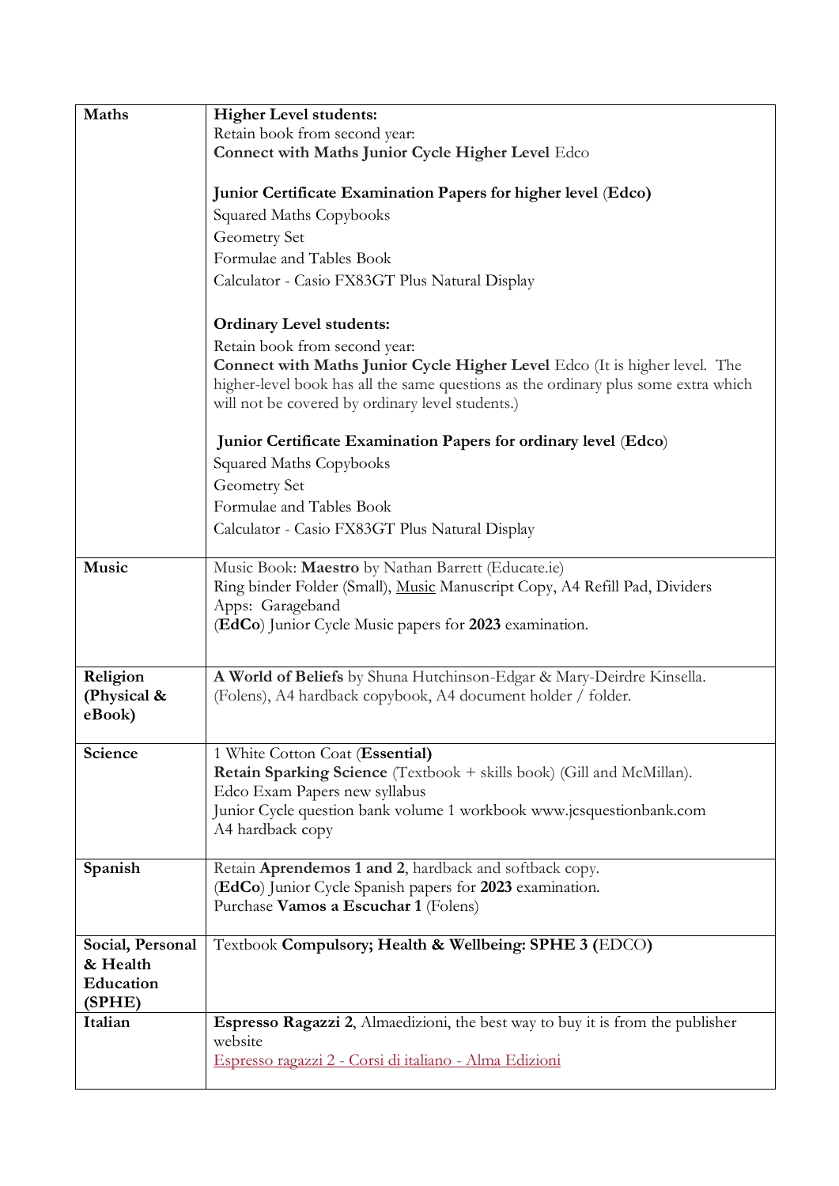| | |
|---|---|
| **Maths** | **Higher Level students:**<br>Retain book from second year:<br>**Connect with Maths Junior Cycle Higher Level** Edco<br><br>**Junior Certificate Examination Papers for higher level (Edco)**<br>Squared Maths Copybooks<br>Geometry Set<br>Formulae and Tables Book<br>Calculator - Casio FX83GT Plus Natural Display<br><br>**Ordinary Level students:**<br>Retain book from second year:<br>**Connect with Maths Junior Cycle Higher Level** Edco (It is higher level. The higher-level book has all the same questions as the ordinary plus some extra which will not be covered by ordinary level students.)<br><br>**Junior Certificate Examination Papers for ordinary level (Edco)**<br>Squared Maths Copybooks<br>Geometry Set<br>Formulae and Tables Book<br>Calculator - Casio FX83GT Plus Natural Display |
| **Music** | Music Book: **Maestro** by Nathan Barrett (Educate.ie)<br>Ring binder Folder (Small), Music Manuscript Copy, A4 Refill Pad, Dividers<br>Apps: Garageband<br>(**EdCo**) Junior Cycle Music papers for **2023** examination. |
| **Religion (Physical & eBook)** | **A World of Beliefs** by Shuna Hutchinson-Edgar & Mary-Deirdre Kinsella. (Folens), A4 hardback copybook, A4 document holder / folder. |
| **Science** | 1 White Cotton Coat (**Essential)**<br>**Retain Sparking Science** (Textbook + skills book) (Gill and McMillan).<br>Edco Exam Papers new syllabus<br>Junior Cycle question bank volume 1 workbook www.jcsquestionbank.com<br>A4 hardback copy |
| **Spanish** | Retain **Aprendemos 1 and 2**, hardback and softback copy.<br>(**EdCo**) Junior Cycle Spanish papers for **2023** examination.<br>Purchase **Vamos a Escuchar 1** (Folens) |
| **Social, Personal & Health Education (SPHE)** | Textbook **Compulsory; Health & Wellbeing: SPHE 3 (**EDCO**)** |
| **Italian** | **Espresso Ragazzi 2**, Almaedizioni, the best way to buy it is from the publisher website<br>Espresso ragazzi 2 - Corsi di italiano - Alma Edizioni |